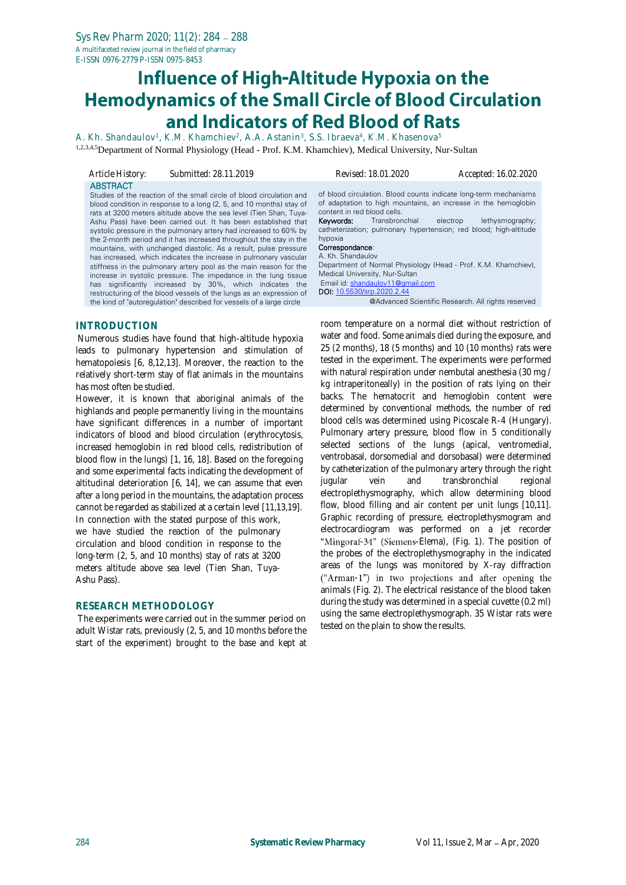# Influence of High-Altitude Hypoxia on the Hemodynamics of the Small Circle of Blood Circulation and Indicators of Red Blood of Rats

A. Kh. Shandaulov[1], K.M. Khamchiev[2], A.A. Astanin[3], S.S. Ibraeva[4], K.M. Khasenova[5]

[1,2,3,4,5]Department of Normal Physiology (Head - Prof. K.M. Khamchiev), Medical University, Nur-Sultan

Article History: Submitted: 28.11.2019 Revised: 18.01.2020 Accepted: 16.02.2020

## ABSTRACT

Studies of the reaction of the small circle of blood circulation and blood condition in response to a long (2, 5, and 10 months) stay of rats at 3200 meters altitude above the sea level (Tien Shan, Tuya-Ashu Pass) have been carried out. It has been established that systolic pressure in the pulmonary artery had increased to 60% by the 2-month period and it has increased throughout the stay in the mountains, with unchanged diastolic. As a result, pulse pressure has increased, which indicates the increase in pulmonary vascular stiffness in the pulmonary artery pool as the main reason for the increase in systolic pressure. The impedance in the lung tissue has significantly increased by 30%, which indicates the restructuring of the blood vessels of the lungs as an expression of the kind of "autoregulation" described for vessels of a large circle of blood circulation. Blood counts indicate long-term mechanisms of adaptation to high mountains, an increase in the hemoglobin content in red blood cells.

**Keywords:** Transbronchial electrop lethysmography; catheterization; pulmonary hypertension; red blood; high-altitude hypoxia

**Correspondance:**
A. Kh. Shandaulov
Department of Normal Physiology (Head - Prof. K.M. Khamchiev), Medical University, Nur-Sultan
Email id: shandaulov11@gmail.com
**DOI:** 10.5530/srp.2020.2.44

@Advanced Scientific Research. All rights reserved

## INTRODUCTION

Numerous studies have found that high-altitude hypoxia leads to pulmonary hypertension and stimulation of hematopoiesis [6, 8,12,13]. Moreover, the reaction to the relatively short-term stay of flat animals in the mountains has most often be studied.

However, it is known that aboriginal animals of the highlands and people permanently living in the mountains have significant differences in a number of important indicators of blood and blood circulation (erythrocytosis, increased hemoglobin in red blood cells, redistribution of blood flow in the lungs) [1, 16, 18]. Based on the foregoing and some experimental facts indicating the development of altitudinal deterioration [6, 14], we can assume that even after a long period in the mountains, the adaptation process cannot be regarded as stabilized at a certain level [11,13,19]. In connection with the stated purpose of this work, we have studied the reaction of the pulmonary circulation and blood condition in response to the long-term (2, 5, and 10 months) stay of rats at 3200 meters altitude above sea level (Tien Shan, Tuya-Ashu Pass).

## RESEARCH METHODOLOGY

The experiments were carried out in the summer period on adult Wistar rats, previously (2, 5, and 10 months before the start of the experiment) brought to the base and kept at room temperature on a normal diet without restriction of water and food. Some animals died during the exposure, and 25 (2 months), 18 (5 months) and 10 (10 months) rats were tested in the experiment. The experiments were performed with natural respiration under nembutal anesthesia (30 mg / kg intraperitoneally) in the position of rats lying on their backs. The hematocrit and hemoglobin content were determined by conventional methods, the number of red blood cells was determined using Picoscale R-4 (Hungary). Pulmonary artery pressure, blood flow in 5 conditionally selected sections of the lungs (apical, ventromedial, ventrobasal, dorsomedial and dorsobasal) were determined by catheterization of the pulmonary artery through the right jugular vein and transbronchial regional electroplethysmography, which allow determining blood flow, blood filling and air content per unit lungs [10,11]. Graphic recording of pressure, electroplethysmogram and electrocardiogram was performed on a jet recorder "Mingoraf-34" (Siemens-Elema), (Fig. 1). The position of the probes of the electroplethysmography in the indicated areas of the lungs was monitored by X-ray diffraction ("Arman-1") in two projections and after opening the animals (Fig. 2). The electrical resistance of the blood taken during the study was determined in a special cuvette (0.2 ml) using the same electroplethysmograph. 35 Wistar rats were tested on the plain to show the results.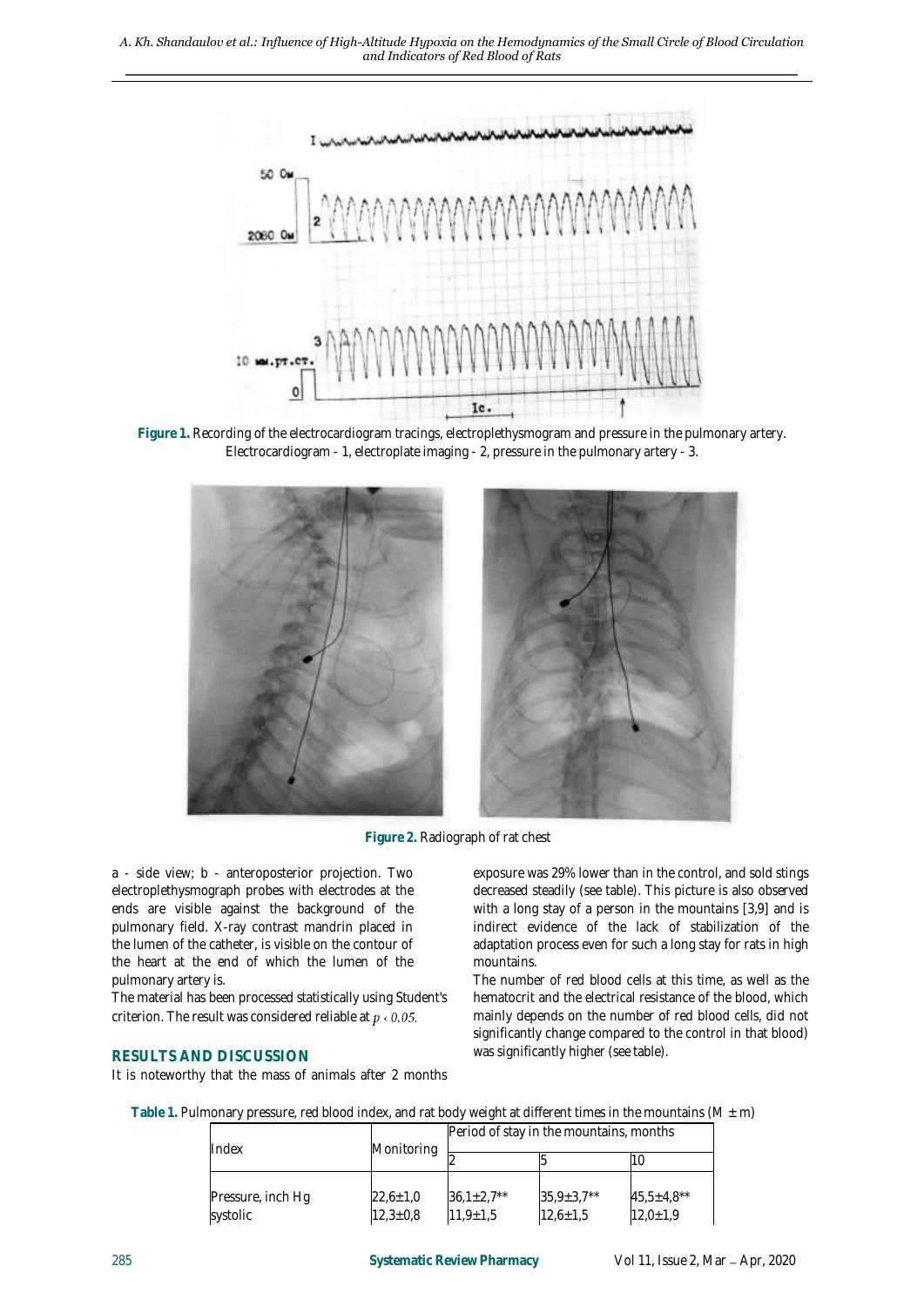**Figure 1.** Recording of the electrocardiogram tracings, electroplethysmogram and pressure in the pulmonary artery. Electrocardiogram - 1, electroplate imaging - 2, pressure in the pulmonary artery - 3.

**Figure 2.** Radiograph of rat chest

a - side view; b - anteroposterior projection. Two electroplethysmograph probes with electrodes at the ends are visible against the background of the pulmonary field. X-ray contrast mandrin placed in the lumen of the catheter, is visible on the contour of the heart at the end of which the lumen of the pulmonary artery is.

The material has been processed statistically using Student's criterion. The result was considered reliable at $p < 0.05$.

## RESULTS AND DISCUSSION

It is noteworthy that the mass of animals after 2 months exposure was 29% lower than in the control, and sold stings decreased steadily (see table). This picture is also observed with a long stay of a person in the mountains [3,9] and is indirect evidence of the lack of stabilization of the adaptation process even for such a long stay for rats in high mountains.

The number of red blood cells at this time, as well as the hematocrit and the electrical resistance of the blood, which mainly depends on the number of red blood cells, did not significantly change compared to the control in that blood) was significantly higher (see table).

**Table 1.** Pulmonary pressure, red blood index, and rat body weight at different times in the mountains (M ± m)

| Index | Monitoring | Period of stay in the mountains, months | | |
|---|---|---|---|---|
| | | 2 | 5 | 10 |
| Pressure, inch Hg | 22,6±1,0 | 36,1±2,7** | 35,9±3,7** | 45,5±4,8** |
| systolic | 12,3±0,8 | 11,9±1,5 | 12,6±1,5 | 12,0±1,9 |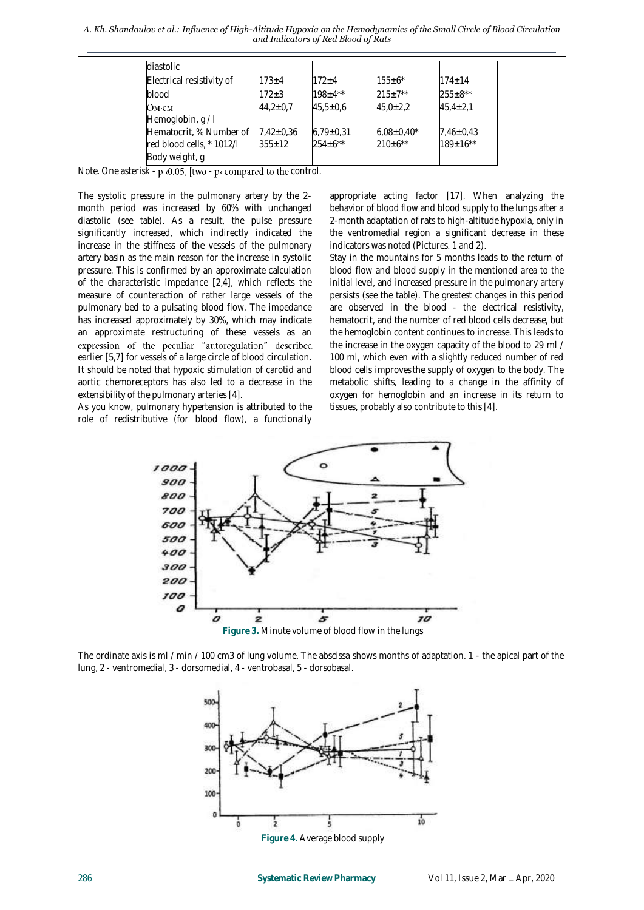| diastolic | | | | |
|---|---|---|---|---|
| Electrical resistivity of | 173±4 | 172±4 | 155±6* | 174±14 |
| blood | 172±3 | 198±4** | 215±7** | 255±8** |
| Ом·см | 44,2±0,7 | 45,5±0,6 | 45,0±2,2 | 45,4±2,1 |
| Hemoglobin, g / l | | | | |
| Hematocrit, % Number of | 7,42±0,36 | 6,79±0,31 | 6,08±0,40* | 7,46±0,43 |
| red blood cells, * 1012/l | 355±12 | 254±6** | 210±6** | 189±16** |
| Body weight, g | | | | |

Note. One asterisk - p ‹0.05, [two - p‹ compared to the control.

The systolic pressure in the pulmonary artery by the 2-month period was increased by 60% with unchanged diastolic (see table). As a result, the pulse pressure significantly increased, which indirectly indicated the increase in the stiffness of the vessels of the pulmonary artery basin as the main reason for the increase in systolic pressure. This is confirmed by an approximate calculation of the characteristic impedance [2,4], which reflects the measure of counteraction of rather large vessels of the pulmonary bed to a pulsating blood flow. The impedance has increased approximately by 30%, which may indicate an approximate restructuring of these vessels as an expression of the peculiar "autoregulation" described earlier [5,7] for vessels of a large circle of blood circulation. It should be noted that hypoxic stimulation of carotid and aortic chemoreceptors has also led to a decrease in the extensibility of the pulmonary arteries [4].

As you know, pulmonary hypertension is attributed to the role of redistributive (for blood flow), a functionally appropriate acting factor [17]. When analyzing the behavior of blood flow and blood supply to the lungs after a 2-month adaptation of rats to high-altitude hypoxia, only in the ventromedial region a significant decrease in these indicators was noted (Pictures. 1 and 2).

Stay in the mountains for 5 months leads to the return of blood flow and blood supply in the mentioned area to the initial level, and increased pressure in the pulmonary artery persists (see the table). The greatest changes in this period are observed in the blood - the electrical resistivity, hematocrit, and the number of red blood cells decrease, but the hemoglobin content continues to increase. This leads to the increase in the oxygen capacity of the blood to 29 ml / 100 ml, which even with a slightly reduced number of red blood cells improves the supply of oxygen to the body. The metabolic shifts, leading to a change in the affinity of oxygen for hemoglobin and an increase in its return to tissues, probably also contribute to this [4].

**Figure 3.** Minute volume of blood flow in the lungs

The ordinate axis is ml / min / 100 cm3 of lung volume. The abscissa shows months of adaptation. 1 - the apical part of the lung, 2 - ventromedial, 3 - dorsomedial, 4 - ventrobasal, 5 - dorsobasal.

**Figure 4.** Average blood supply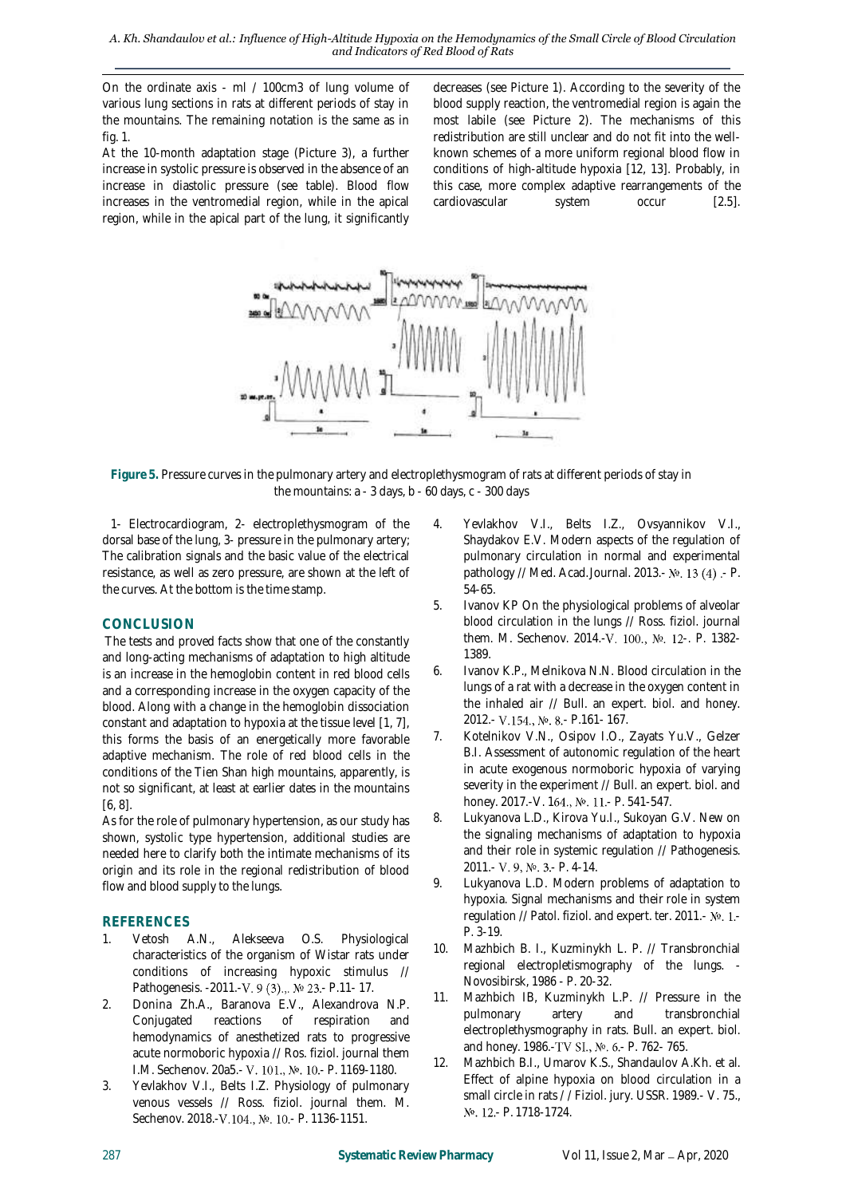On the ordinate axis - ml / 100cm3 of lung volume of various lung sections in rats at different periods of stay in the mountains. The remaining notation is the same as in fig. 1.

At the 10-month adaptation stage (Picture 3), a further increase in systolic pressure is observed in the absence of an increase in diastolic pressure (see table). Blood flow increases in the ventromedial region, while in the apical region, while in the apical part of the lung, it significantly decreases (see Picture 1). According to the severity of the blood supply reaction, the ventromedial region is again the most labile (see Picture 2). The mechanisms of this redistribution are still unclear and do not fit into the well-known schemes of a more uniform regional blood flow in conditions of high-altitude hypoxia [12, 13]. Probably, in this case, more complex adaptive rearrangements of the cardiovascular system occur [2.5].

**Figure 5.** Pressure curves in the pulmonary artery and electroplethysmogram of rats at different periods of stay in the mountains: a - 3 days, b - 60 days, c - 300 days

1- Electrocardiogram, 2- electroplethysmogram of the dorsal base of the lung, 3- pressure in the pulmonary artery; The calibration signals and the basic value of the electrical resistance, as well as zero pressure, are shown at the left of the curves. At the bottom is the time stamp.

## CONCLUSION

The tests and proved facts show that one of the constantly and long-acting mechanisms of adaptation to high altitude is an increase in the hemoglobin content in red blood cells and a corresponding increase in the oxygen capacity of the blood. Along with a change in the hemoglobin dissociation constant and adaptation to hypoxia at the tissue level [1, 7], this forms the basis of an energetically more favorable adaptive mechanism. The role of red blood cells in the conditions of the Tien Shan high mountains, apparently, is not so significant, at least at earlier dates in the mountains [6, 8].

As for the role of pulmonary hypertension, as our study has shown, systolic type hypertension, additional studies are needed here to clarify both the intimate mechanisms of its origin and its role in the regional redistribution of blood flow and blood supply to the lungs.

## REFERENCES

1. Vetosh A.N., Alekseeva O.S. Physiological characteristics of the organism of Wistar rats under conditions of increasing hypoxic stimulus // Pathogenesis. -2011.-V. 9 (3).,. № 23.- P.11- 17.
2. Donina Zh.A., Baranova E.V., Alexandrova N.P. Conjugated reactions of respiration and hemodynamics of anesthetized rats to progressive acute normoboric hypoxia // Ros. fiziol. journal them I.M. Sechenov. 20a5.- V. 101., №. 10.- P. 1169-1180.
3. Yevlakhov V.I., Belts I.Z. Physiology of pulmonary venous vessels // Ross. fiziol. journal them. M. Sechenov. 2018.-V.104., №. 10.- P. 1136-1151.
4. Yevlakhov V.I., Belts I.Z., Ovsyannikov V.I., Shaydakov E.V. Modern aspects of the regulation of pulmonary circulation in normal and experimental pathology // Med. Acad.Journal. 2013.- №. 13 (4) .- P. 54-65.
5. Ivanov KP On the physiological problems of alveolar blood circulation in the lungs // Ross. fiziol. journal them. M. Sechenov. 2014.-V. 100., №. 12-. P. 1382-1389.
6. Ivanov K.P., Melnikova N.N. Blood circulation in the lungs of a rat with a decrease in the oxygen content in the inhaled air // Bull. an expert. biol. and honey. 2012.- V.154., №. 8.- P.161- 167.
7. Kotelnikov V.N., Osipov I.O., Zayats Yu.V., Gelzer B.I. Assessment of autonomic regulation of the heart in acute exogenous normoboric hypoxia of varying severity in the experiment // Bull. an expert. biol. and honey. 2017.-V. 164., №. 11.- P. 541-547.
8. Lukyanova L.D., Kirova Yu.I., Sukoyan G.V. New on the signaling mechanisms of adaptation to hypoxia and their role in systemic regulation // Pathogenesis. 2011.- V. 9, №. 3.- P. 4-14.
9. Lukyanova L.D. Modern problems of adaptation to hypoxia. Signal mechanisms and their role in system regulation // Patol. fiziol. and expert. ter. 2011.- №. 1.- P. 3-19.
10. Mazhbich B. I., Kuzminykh L. P. // Transbronchial regional electropletismography of the lungs. - Novosibirsk, 1986 - P. 20-32.
11. Mazhbich IB, Kuzminykh L.P. // Pressure in the pulmonary artery and transbronchial electroplethysmography in rats. Bull. an expert. biol. and honey. 1986.-TV SI., №. 6.- P. 762- 765.
12. Mazhbich B.I., Umarov K.S., Shandaulov A.Kh. et al. Effect of alpine hypoxia on blood circulation in a small circle in rats / / Fiziol. jury. USSR. 1989.- V. 75., №. 12.- P. 1718-1724.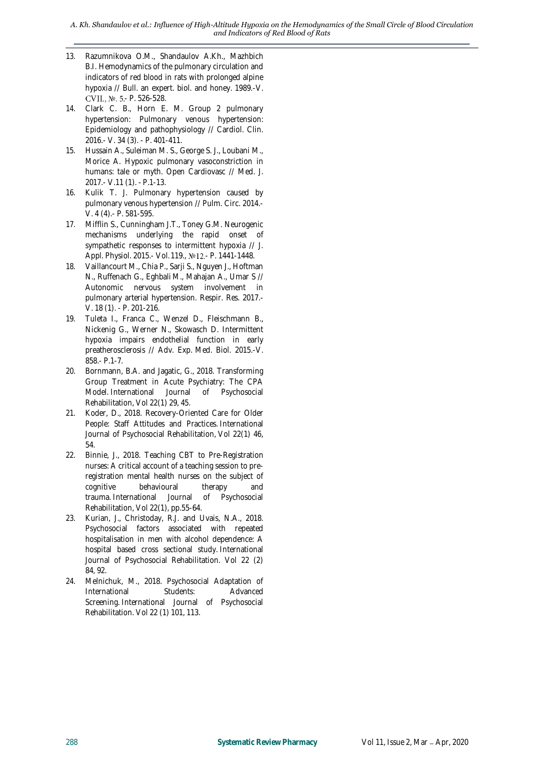13. Razumnikova O.M., Shandaulov A.Kh., Mazhbich B.I. Hemodynamics of the pulmonary circulation and indicators of red blood in rats with prolonged alpine hypoxia // Bull. an expert. biol. and honey. 1989.-V. CVII., №. 5.- P. 526-528.
14. Clark C. B., Horn E. M. Group 2 pulmonary hypertension: Pulmonary venous hypertension: Epidemiology and pathophysiology // Cardiol. Clin. 2016.- V. 34 (3). - P. 401-411.
15. Hussain A., Suleiman M. S., George S. J., Loubani M., Morice A. Hypoxic pulmonary vasoconstriction in humans: tale or myth. Open Cardiovasc // Med. J. 2017.- V.11 (1). - P.1-13.
16. Kulik T. J. Pulmonary hypertension caused by pulmonary venous hypertension // Pulm. Circ. 2014.- V. 4 (4).- P. 581-595.
17. Mifflin S., Cunningham J.T., Toney G.M. Neurogenic mechanisms underlying the rapid onset of sympathetic responses to intermittent hypoxia // J. Appl. Physiol. 2015.- Vol.119., №12.- P. 1441-1448.
18. Vaillancourt M., Chia P., Sarji S., Nguyen J., Hoftman N., Ruffenach G., Eghbali M., Mahajan A., Umar S // Autonomic nervous system involvement in pulmonary arterial hypertension. Respir. Res. 2017.- V. 18 (1). - P. 201-216.
19. Tuleta I., Franca C., Wenzel D., Fleischmann B., Nickenig G., Werner N., Skowasch D. Intermittent hypoxia impairs endothelial function in early preatherosclerosis // Adv. Exp. Med. Biol. 2015.-V. 858.- P.1-7.
20. Bornmann, B.A. and Jagatic, G., 2018. Transforming Group Treatment in Acute Psychiatry: The CPA Model. International Journal of Psychosocial Rehabilitation, Vol 22(1) 29, 45.
21. Koder, D., 2018. Recovery-Oriented Care for Older People: Staff Attitudes and Practices. International Journal of Psychosocial Rehabilitation, Vol 22(1) 46, 54.
22. Binnie, J., 2018. Teaching CBT to Pre-Registration nurses: A critical account of a teaching session to pre-registration mental health nurses on the subject of cognitive behavioural therapy and trauma. International Journal of Psychosocial Rehabilitation, Vol 22(1), pp.55-64.
23. Kurian, J., Christoday, R.J. and Uvais, N.A., 2018. Psychosocial factors associated with repeated hospitalisation in men with alcohol dependence: A hospital based cross sectional study. International Journal of Psychosocial Rehabilitation. Vol 22 (2) 84, 92.
24. Melnichuk, M., 2018. Psychosocial Adaptation of International Students: Advanced Screening. International Journal of Psychosocial Rehabilitation. Vol 22 (1) 101, 113.